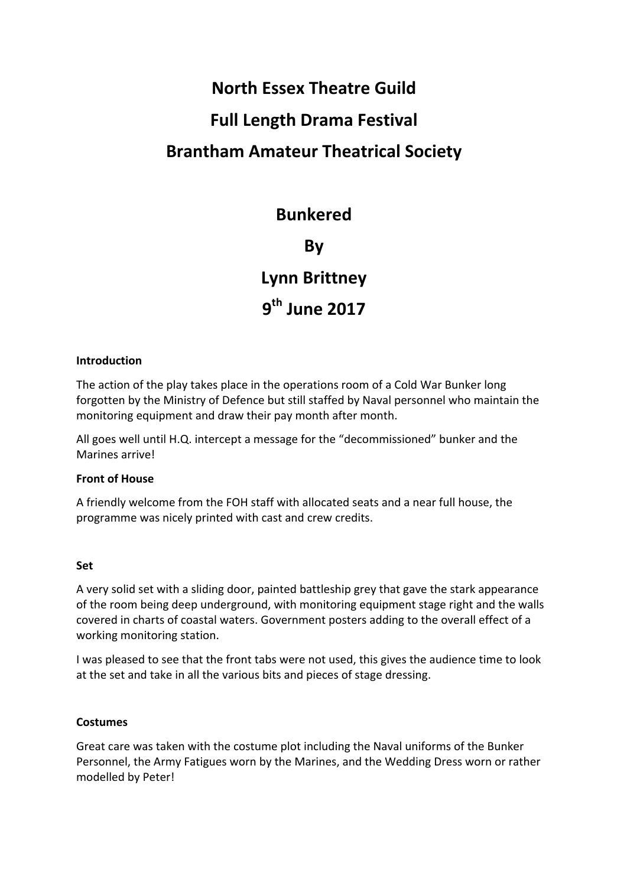# North Essex Theatre Guild

# Full Length Drama Festival

# Brantham Amateur Theatrical Society

## Bunkered

## By

## Lynn Brittney

## 9th June 2017

**Introduction**

The action of the play takes place in the operations room of a Cold War Bunker long forgotten by the Ministry of Defence but still staffed by Naval personnel who maintain the monitoring equipment and draw their pay month after month.

All goes well until H.Q. intercept a message for the "decommissioned" bunker and the Marines arrive!

**Front of House**

A friendly welcome from the FOH staff with allocated seats and a near full house, the programme was nicely printed with cast and crew credits.

**Set**

A very solid set with a sliding door, painted battleship grey that gave the stark appearance of the room being deep underground, with monitoring equipment stage right and the walls covered in charts of coastal waters. Government posters adding to the overall effect of a working monitoring station.

I was pleased to see that the front tabs were not used, this gives the audience time to look at the set and take in all the various bits and pieces of stage dressing.

**Costumes**

Great care was taken with the costume plot including the Naval uniforms of the Bunker Personnel, the Army Fatigues worn by the Marines, and the Wedding Dress worn or rather modelled by Peter!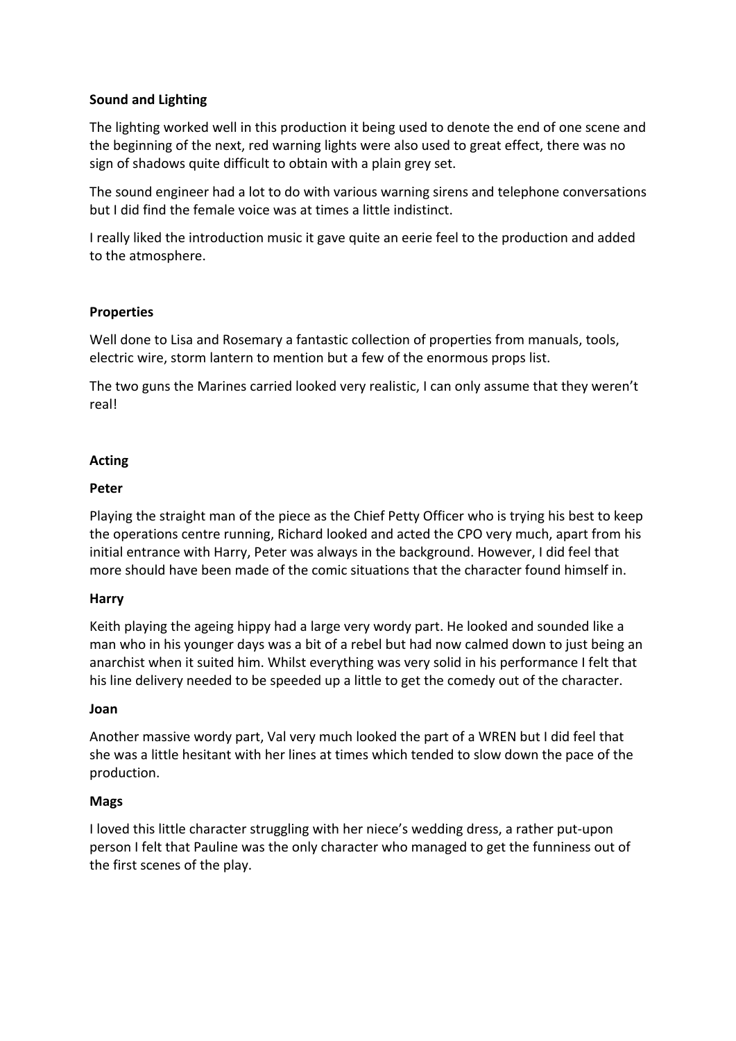**Sound and Lighting**

The lighting worked well in this production it being used to denote the end of one scene and the beginning of the next, red warning lights were also used to great effect, there was no sign of shadows quite difficult to obtain with a plain grey set.

The sound engineer had a lot to do with various warning sirens and telephone conversations but I did find the female voice was at times a little indistinct.

I really liked the introduction music it gave quite an eerie feel to the production and added to the atmosphere.

**Properties**

Well done to Lisa and Rosemary a fantastic collection of properties from manuals, tools, electric wire, storm lantern to mention but a few of the enormous props list.

The two guns the Marines carried looked very realistic, I can only assume that they weren't real!

**Acting**

**Peter**

Playing the straight man of the piece as the Chief Petty Officer who is trying his best to keep the operations centre running, Richard looked and acted the CPO very much, apart from his initial entrance with Harry, Peter was always in the background. However, I did feel that more should have been made of the comic situations that the character found himself in.

**Harry**

Keith playing the ageing hippy had a large very wordy part. He looked and sounded like a man who in his younger days was a bit of a rebel but had now calmed down to just being an anarchist when it suited him. Whilst everything was very solid in his performance I felt that his line delivery needed to be speeded up a little to get the comedy out of the character.

**Joan**

Another massive wordy part, Val very much looked the part of a WREN but I did feel that she was a little hesitant with her lines at times which tended to slow down the pace of the production.

**Mags**

I loved this little character struggling with her niece's wedding dress, a rather put-upon person I felt that Pauline was the only character who managed to get the funniness out of the first scenes of the play.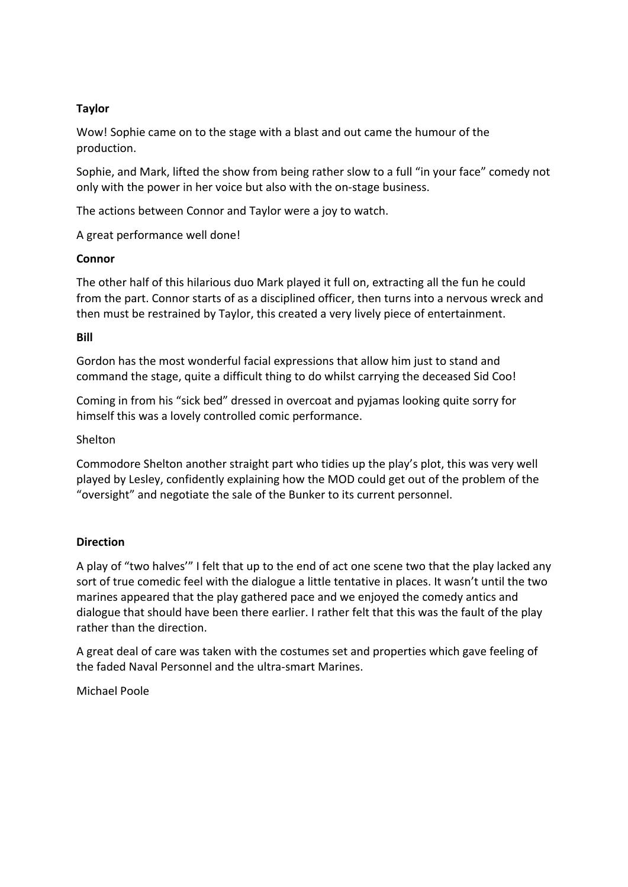**Taylor**

Wow! Sophie came on to the stage with a blast and out came the humour of the production.

Sophie, and Mark, lifted the show from being rather slow to a full "in your face" comedy not only with the power in her voice but also with the on-stage business.

The actions between Connor and Taylor were a joy to watch.

A great performance well done!

**Connor**

The other half of this hilarious duo Mark played it full on, extracting all the fun he could from the part. Connor starts of as a disciplined officer, then turns into a nervous wreck and then must be restrained by Taylor, this created a very lively piece of entertainment.

**Bill**

Gordon has the most wonderful facial expressions that allow him just to stand and command the stage, quite a difficult thing to do whilst carrying the deceased Sid Coo!

Coming in from his "sick bed" dressed in overcoat and pyjamas looking quite sorry for himself this was a lovely controlled comic performance.

Shelton

Commodore Shelton another straight part who tidies up the play's plot, this was very well played by Lesley, confidently explaining how the MOD could get out of the problem of the "oversight" and negotiate the sale of the Bunker to its current personnel.

**Direction**

A play of "two halves'" I felt that up to the end of act one scene two that the play lacked any sort of true comedic feel with the dialogue a little tentative in places. It wasn't until the two marines appeared that the play gathered pace and we enjoyed the comedy antics and dialogue that should have been there earlier. I rather felt that this was the fault of the play rather than the direction.

A great deal of care was taken with the costumes set and properties which gave feeling of the faded Naval Personnel and the ultra-smart Marines.

Michael Poole